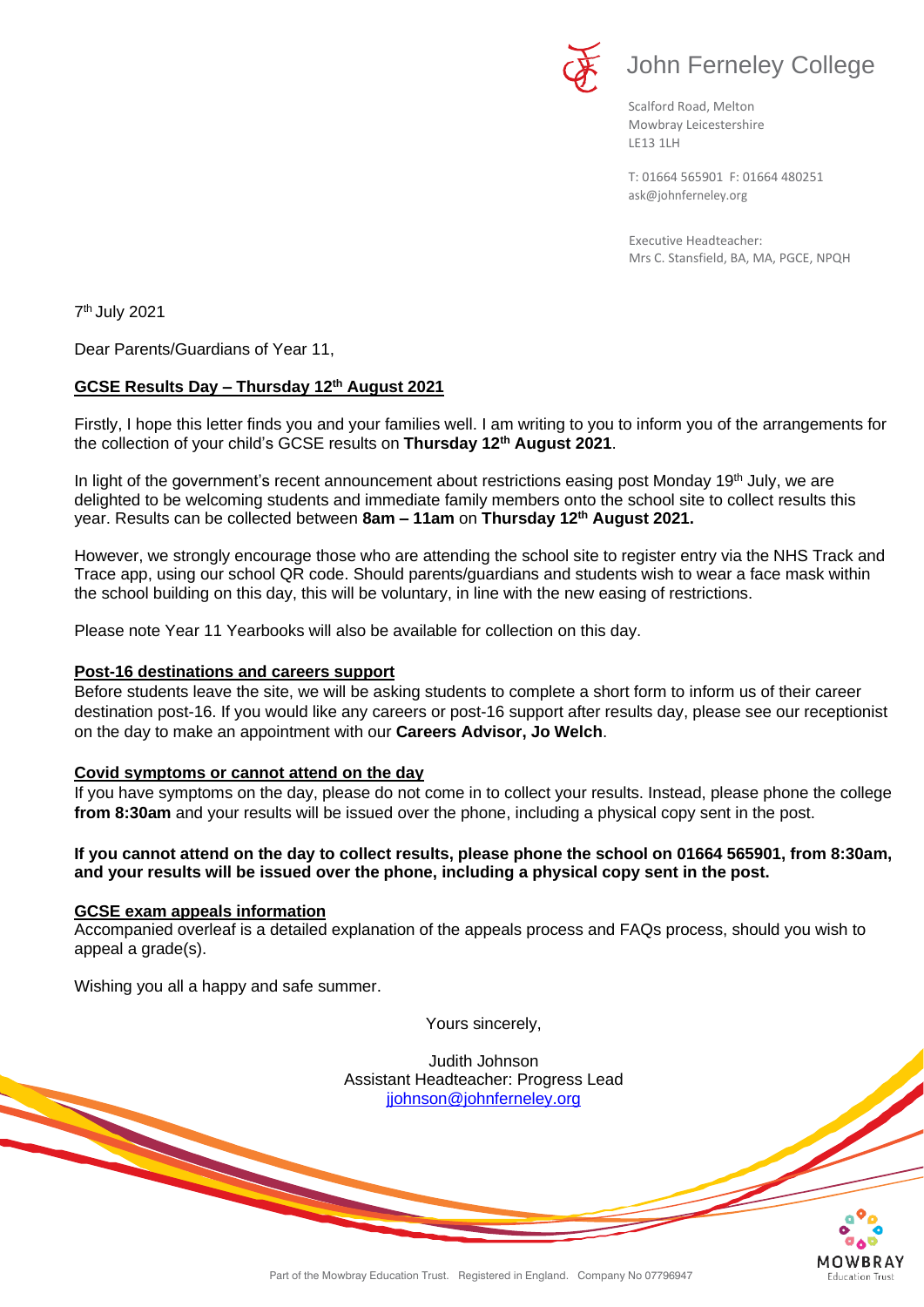John Ferneley College

Scalford Road, Melton
Mowbray Leicestershire
LE13 1LH

T: 01664 565901 F: 01664 480251
ask@johnferneley.org

Executive Headteacher:
Mrs C. Stansfield, BA, MA, PGCE, NPQH

7th July 2021

Dear Parents/Guardians of Year 11,

**GCSE Results Day – Thursday 12th August 2021**

Firstly, I hope this letter finds you and your families well. I am writing to you to inform you of the arrangements for the collection of your child's GCSE results on **Thursday 12th August 2021**.

In light of the government's recent announcement about restrictions easing post Monday 19th July, we are delighted to be welcoming students and immediate family members onto the school site to collect results this year. Results can be collected between **8am – 11am** on **Thursday 12th August 2021.**

However, we strongly encourage those who are attending the school site to register entry via the NHS Track and Trace app, using our school QR code. Should parents/guardians and students wish to wear a face mask within the school building on this day, this will be voluntary, in line with the new easing of restrictions.

Please note Year 11 Yearbooks will also be available for collection on this day.

**Post-16 destinations and careers support**

Before students leave the site, we will be asking students to complete a short form to inform us of their career destination post-16. If you would like any careers or post-16 support after results day, please see our receptionist on the day to make an appointment with our **Careers Advisor, Jo Welch**.

**Covid symptoms or cannot attend on the day**

If you have symptoms on the day, please do not come in to collect your results. Instead, please phone the college **from 8:30am** and your results will be issued over the phone, including a physical copy sent in the post.

**If you cannot attend on the day to collect results, please phone the school on 01664 565901, from 8:30am, and your results will be issued over the phone, including a physical copy sent in the post.**

**GCSE exam appeals information**

Accompanied overleaf is a detailed explanation of the appeals process and FAQs process, should you wish to appeal a grade(s).

Wishing you all a happy and safe summer.

Yours sincerely,

Judith Johnson
Assistant Headteacher: Progress Lead
jjohnson@johnferneley.org

Part of the Mowbray Education Trust. Registered in England. Company No 07796947

MOWBRAY Education Trust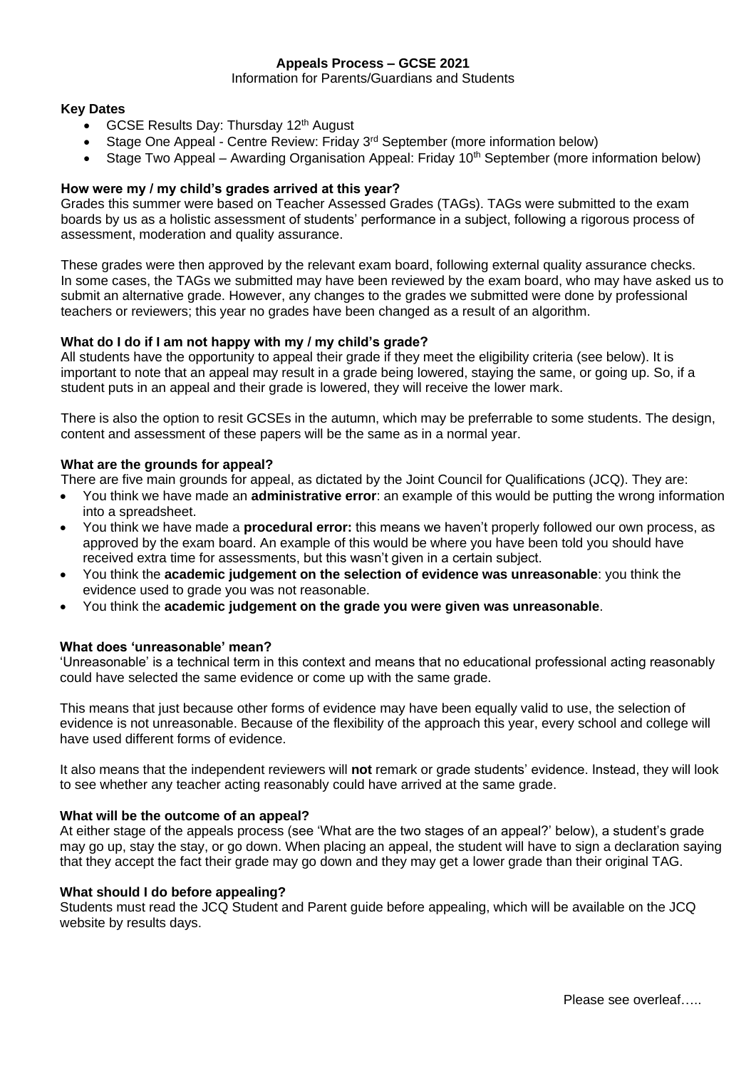**Appeals Process – GCSE 2021**

Information for Parents/Guardians and Students

**Key Dates**

- GCSE Results Day: Thursday 12th August
- Stage One Appeal - Centre Review: Friday 3rd September (more information below)
- Stage Two Appeal – Awarding Organisation Appeal: Friday 10th September (more information below)

**How were my / my child's grades arrived at this year?**

Grades this summer were based on Teacher Assessed Grades (TAGs). TAGs were submitted to the exam boards by us as a holistic assessment of students' performance in a subject, following a rigorous process of assessment, moderation and quality assurance.

These grades were then approved by the relevant exam board, following external quality assurance checks. In some cases, the TAGs we submitted may have been reviewed by the exam board, who may have asked us to submit an alternative grade. However, any changes to the grades we submitted were done by professional teachers or reviewers; this year no grades have been changed as a result of an algorithm.

**What do I do if I am not happy with my / my child's grade?**

All students have the opportunity to appeal their grade if they meet the eligibility criteria (see below). It is important to note that an appeal may result in a grade being lowered, staying the same, or going up. So, if a student puts in an appeal and their grade is lowered, they will receive the lower mark.

There is also the option to resit GCSEs in the autumn, which may be preferrable to some students. The design, content and assessment of these papers will be the same as in a normal year.

**What are the grounds for appeal?**

There are five main grounds for appeal, as dictated by the Joint Council for Qualifications (JCQ). They are:

- You think we have made an **administrative error**: an example of this would be putting the wrong information into a spreadsheet.
- You think we have made a **procedural error:** this means we haven't properly followed our own process, as approved by the exam board. An example of this would be where you have been told you should have received extra time for assessments, but this wasn't given in a certain subject.
- You think the **academic judgement on the selection of evidence was unreasonable**: you think the evidence used to grade you was not reasonable.
- You think the **academic judgement on the grade you were given was unreasonable**.

**What does 'unreasonable' mean?**

'Unreasonable' is a technical term in this context and means that no educational professional acting reasonably could have selected the same evidence or come up with the same grade.

This means that just because other forms of evidence may have been equally valid to use, the selection of evidence is not unreasonable. Because of the flexibility of the approach this year, every school and college will have used different forms of evidence.

It also means that the independent reviewers will **not** remark or grade students' evidence. Instead, they will look to see whether any teacher acting reasonably could have arrived at the same grade.

**What will be the outcome of an appeal?**

At either stage of the appeals process (see 'What are the two stages of an appeal?' below), a student's grade may go up, stay the stay, or go down. When placing an appeal, the student will have to sign a declaration saying that they accept the fact their grade may go down and they may get a lower grade than their original TAG.

**What should I do before appealing?**

Students must read the JCQ Student and Parent guide before appealing, which will be available on the JCQ website by results days.

Please see overleaf…..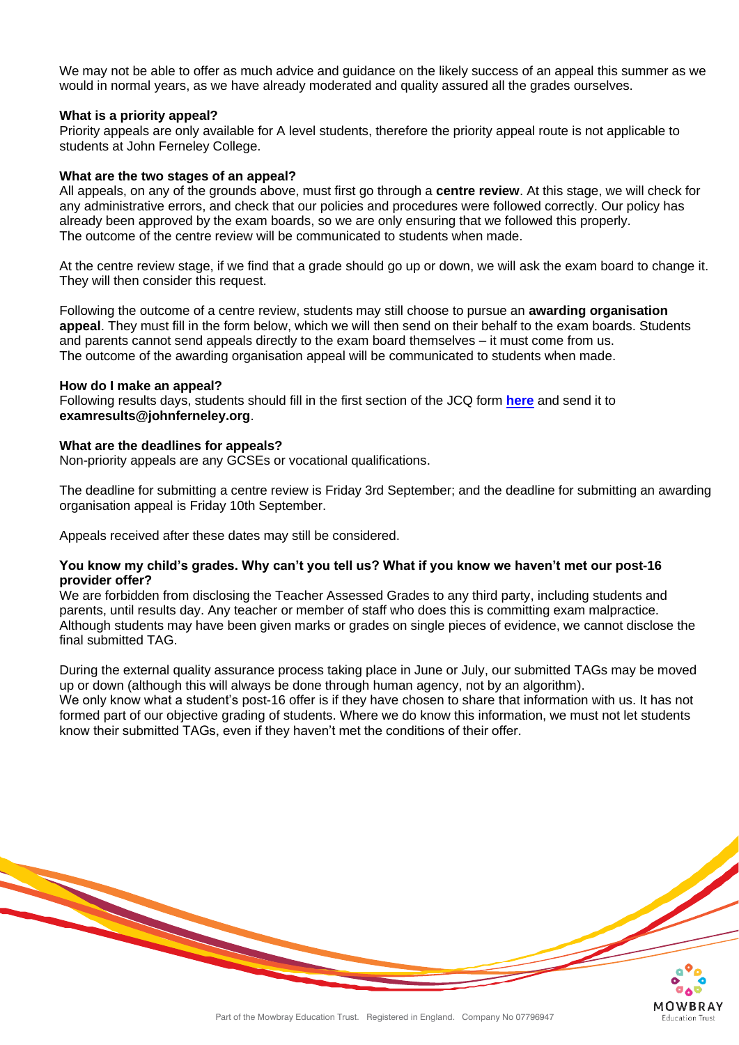We may not be able to offer as much advice and guidance on the likely success of an appeal this summer as we would in normal years, as we have already moderated and quality assured all the grades ourselves.

**What is a priority appeal?**
Priority appeals are only available for A level students, therefore the priority appeal route is not applicable to students at John Ferneley College.

**What are the two stages of an appeal?**
All appeals, on any of the grounds above, must first go through a **centre review**. At this stage, we will check for any administrative errors, and check that our policies and procedures were followed correctly. Our policy has already been approved by the exam boards, so we are only ensuring that we followed this properly.
The outcome of the centre review will be communicated to students when made.

At the centre review stage, if we find that a grade should go up or down, we will ask the exam board to change it. They will then consider this request.

Following the outcome of a centre review, students may still choose to pursue an **awarding organisation appeal**. They must fill in the form below, which we will then send on their behalf to the exam boards. Students and parents cannot send appeals directly to the exam board themselves – it must come from us.
The outcome of the awarding organisation appeal will be communicated to students when made.

**How do I make an appeal?**
Following results days, students should fill in the first section of the JCQ form **here** and send it to **examresults@johnferneley.org**.

**What are the deadlines for appeals?**
Non-priority appeals are any GCSEs or vocational qualifications.

The deadline for submitting a centre review is Friday 3rd September; and the deadline for submitting an awarding organisation appeal is Friday 10th September.

Appeals received after these dates may still be considered.

**You know my child's grades. Why can't you tell us? What if you know we haven't met our post-16 provider offer?**
We are forbidden from disclosing the Teacher Assessed Grades to any third party, including students and parents, until results day. Any teacher or member of staff who does this is committing exam malpractice. Although students may have been given marks or grades on single pieces of evidence, we cannot disclose the final submitted TAG.

During the external quality assurance process taking place in June or July, our submitted TAGs may be moved up or down (although this will always be done through human agency, not by an algorithm).
We only know what a student's post-16 offer is if they have chosen to share that information with us. It has not formed part of our objective grading of students. Where we do know this information, we must not let students know their submitted TAGs, even if they haven't met the conditions of their offer.